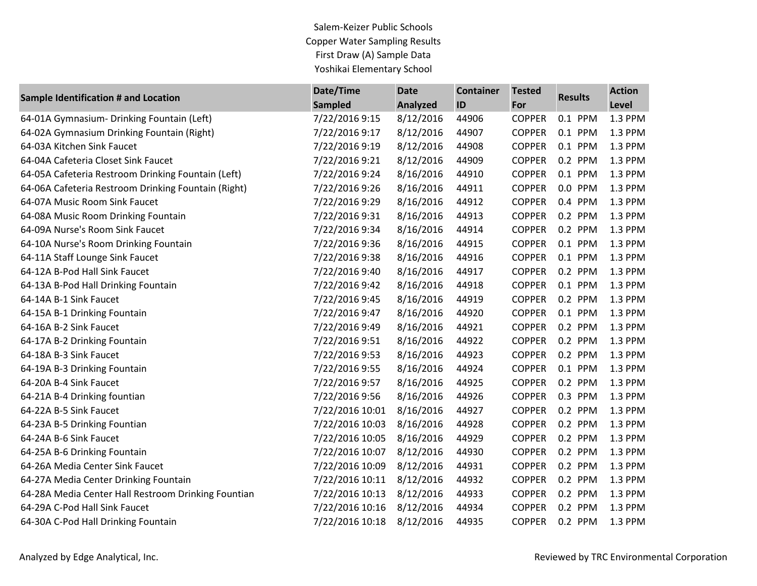Salem-Keizer Public Schools
Copper Water Sampling Results
First Draw (A) Sample Data
Yoshikai Elementary School

| Sample Identification # and Location | Date/Time Sampled | Date Analyzed | Container ID | Tested For | Results | Action Level |
|---|---|---|---|---|---|---|
| 64-01A Gymnasium- Drinking Fountain (Left) | 7/22/2016 9:15 | 8/12/2016 | 44906 | COPPER | 0.1 PPM | 1.3 PPM |
| 64-02A Gymnasium Drinking Fountain (Right) | 7/22/2016 9:17 | 8/12/2016 | 44907 | COPPER | 0.1 PPM | 1.3 PPM |
| 64-03A Kitchen Sink Faucet | 7/22/2016 9:19 | 8/12/2016 | 44908 | COPPER | 0.1 PPM | 1.3 PPM |
| 64-04A Cafeteria Closet Sink Faucet | 7/22/2016 9:21 | 8/12/2016 | 44909 | COPPER | 0.2 PPM | 1.3 PPM |
| 64-05A Cafeteria Restroom Drinking Fountain (Left) | 7/22/2016 9:24 | 8/16/2016 | 44910 | COPPER | 0.1 PPM | 1.3 PPM |
| 64-06A Cafeteria Restroom Drinking Fountain (Right) | 7/22/2016 9:26 | 8/16/2016 | 44911 | COPPER | 0.0 PPM | 1.3 PPM |
| 64-07A Music Room Sink Faucet | 7/22/2016 9:29 | 8/16/2016 | 44912 | COPPER | 0.4 PPM | 1.3 PPM |
| 64-08A Music Room Drinking Fountain | 7/22/2016 9:31 | 8/16/2016 | 44913 | COPPER | 0.2 PPM | 1.3 PPM |
| 64-09A Nurse's Room Sink Faucet | 7/22/2016 9:34 | 8/16/2016 | 44914 | COPPER | 0.2 PPM | 1.3 PPM |
| 64-10A Nurse's Room Drinking Fountain | 7/22/2016 9:36 | 8/16/2016 | 44915 | COPPER | 0.1 PPM | 1.3 PPM |
| 64-11A Staff Lounge Sink Faucet | 7/22/2016 9:38 | 8/16/2016 | 44916 | COPPER | 0.1 PPM | 1.3 PPM |
| 64-12A B-Pod Hall Sink Faucet | 7/22/2016 9:40 | 8/16/2016 | 44917 | COPPER | 0.2 PPM | 1.3 PPM |
| 64-13A B-Pod Hall Drinking Fountain | 7/22/2016 9:42 | 8/16/2016 | 44918 | COPPER | 0.1 PPM | 1.3 PPM |
| 64-14A B-1 Sink Faucet | 7/22/2016 9:45 | 8/16/2016 | 44919 | COPPER | 0.2 PPM | 1.3 PPM |
| 64-15A B-1 Drinking Fountain | 7/22/2016 9:47 | 8/16/2016 | 44920 | COPPER | 0.1 PPM | 1.3 PPM |
| 64-16A B-2 Sink Faucet | 7/22/2016 9:49 | 8/16/2016 | 44921 | COPPER | 0.2 PPM | 1.3 PPM |
| 64-17A B-2 Drinking Fountain | 7/22/2016 9:51 | 8/16/2016 | 44922 | COPPER | 0.2 PPM | 1.3 PPM |
| 64-18A B-3 Sink Faucet | 7/22/2016 9:53 | 8/16/2016 | 44923 | COPPER | 0.2 PPM | 1.3 PPM |
| 64-19A B-3 Drinking Fountain | 7/22/2016 9:55 | 8/16/2016 | 44924 | COPPER | 0.1 PPM | 1.3 PPM |
| 64-20A B-4 Sink Faucet | 7/22/2016 9:57 | 8/16/2016 | 44925 | COPPER | 0.2 PPM | 1.3 PPM |
| 64-21A B-4 Drinking fountian | 7/22/2016 9:56 | 8/16/2016 | 44926 | COPPER | 0.3 PPM | 1.3 PPM |
| 64-22A B-5 Sink Faucet | 7/22/2016 10:01 | 8/16/2016 | 44927 | COPPER | 0.2 PPM | 1.3 PPM |
| 64-23A B-5 Drinking Fountian | 7/22/2016 10:03 | 8/16/2016 | 44928 | COPPER | 0.2 PPM | 1.3 PPM |
| 64-24A B-6 Sink Faucet | 7/22/2016 10:05 | 8/16/2016 | 44929 | COPPER | 0.2 PPM | 1.3 PPM |
| 64-25A B-6 Drinking Fountain | 7/22/2016 10:07 | 8/12/2016 | 44930 | COPPER | 0.2 PPM | 1.3 PPM |
| 64-26A Media Center Sink Faucet | 7/22/2016 10:09 | 8/12/2016 | 44931 | COPPER | 0.2 PPM | 1.3 PPM |
| 64-27A Media Center Drinking Fountain | 7/22/2016 10:11 | 8/12/2016 | 44932 | COPPER | 0.2 PPM | 1.3 PPM |
| 64-28A Media Center Hall Restroom Drinking Fountian | 7/22/2016 10:13 | 8/12/2016 | 44933 | COPPER | 0.2 PPM | 1.3 PPM |
| 64-29A C-Pod Hall Sink Faucet | 7/22/2016 10:16 | 8/12/2016 | 44934 | COPPER | 0.2 PPM | 1.3 PPM |
| 64-30A C-Pod Hall Drinking Fountain | 7/22/2016 10:18 | 8/12/2016 | 44935 | COPPER | 0.2 PPM | 1.3 PPM |

Analyzed by Edge Analytical, Inc.

Reviewed by TRC Environmental Corporation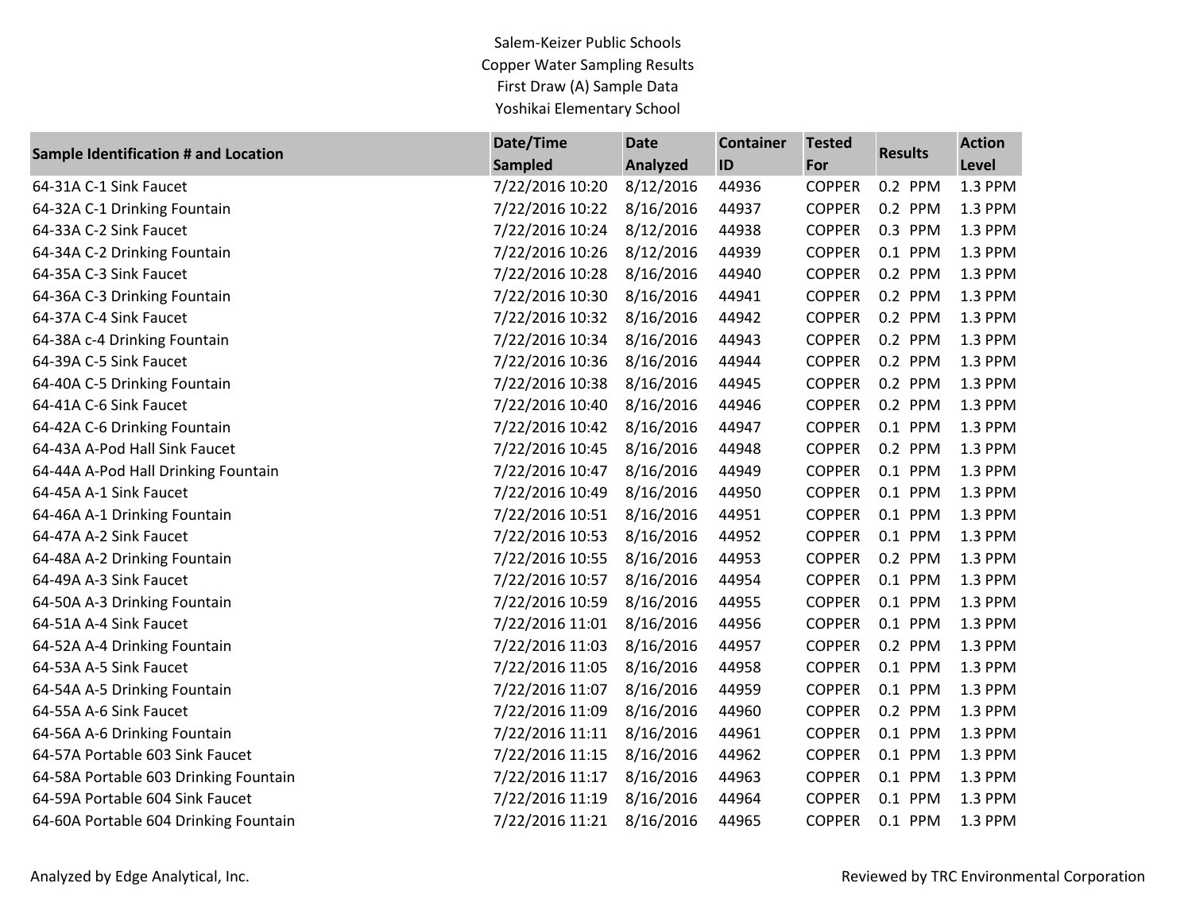Salem-Keizer Public Schools
Copper Water Sampling Results
First Draw (A) Sample Data
Yoshikai Elementary School

| Sample Identification # and Location | Date/Time Sampled | Date Analyzed | Container ID | Tested For | Results | Action Level |
|---|---|---|---|---|---|---|
| 64-31A C-1 Sink Faucet | 7/22/2016 10:20 | 8/12/2016 | 44936 | COPPER | 0.2 PPM | 1.3 PPM |
| 64-32A C-1 Drinking Fountain | 7/22/2016 10:22 | 8/16/2016 | 44937 | COPPER | 0.2 PPM | 1.3 PPM |
| 64-33A C-2 Sink Faucet | 7/22/2016 10:24 | 8/12/2016 | 44938 | COPPER | 0.3 PPM | 1.3 PPM |
| 64-34A C-2 Drinking Fountain | 7/22/2016 10:26 | 8/12/2016 | 44939 | COPPER | 0.1 PPM | 1.3 PPM |
| 64-35A C-3 Sink Faucet | 7/22/2016 10:28 | 8/16/2016 | 44940 | COPPER | 0.2 PPM | 1.3 PPM |
| 64-36A C-3 Drinking Fountain | 7/22/2016 10:30 | 8/16/2016 | 44941 | COPPER | 0.2 PPM | 1.3 PPM |
| 64-37A C-4 Sink Faucet | 7/22/2016 10:32 | 8/16/2016 | 44942 | COPPER | 0.2 PPM | 1.3 PPM |
| 64-38A c-4 Drinking Fountain | 7/22/2016 10:34 | 8/16/2016 | 44943 | COPPER | 0.2 PPM | 1.3 PPM |
| 64-39A C-5 Sink Faucet | 7/22/2016 10:36 | 8/16/2016 | 44944 | COPPER | 0.2 PPM | 1.3 PPM |
| 64-40A C-5 Drinking Fountain | 7/22/2016 10:38 | 8/16/2016 | 44945 | COPPER | 0.2 PPM | 1.3 PPM |
| 64-41A C-6 Sink Faucet | 7/22/2016 10:40 | 8/16/2016 | 44946 | COPPER | 0.2 PPM | 1.3 PPM |
| 64-42A C-6 Drinking Fountain | 7/22/2016 10:42 | 8/16/2016 | 44947 | COPPER | 0.1 PPM | 1.3 PPM |
| 64-43A A-Pod Hall Sink Faucet | 7/22/2016 10:45 | 8/16/2016 | 44948 | COPPER | 0.2 PPM | 1.3 PPM |
| 64-44A A-Pod Hall Drinking Fountain | 7/22/2016 10:47 | 8/16/2016 | 44949 | COPPER | 0.1 PPM | 1.3 PPM |
| 64-45A A-1 Sink Faucet | 7/22/2016 10:49 | 8/16/2016 | 44950 | COPPER | 0.1 PPM | 1.3 PPM |
| 64-46A A-1 Drinking Fountain | 7/22/2016 10:51 | 8/16/2016 | 44951 | COPPER | 0.1 PPM | 1.3 PPM |
| 64-47A A-2 Sink Faucet | 7/22/2016 10:53 | 8/16/2016 | 44952 | COPPER | 0.1 PPM | 1.3 PPM |
| 64-48A A-2 Drinking Fountain | 7/22/2016 10:55 | 8/16/2016 | 44953 | COPPER | 0.2 PPM | 1.3 PPM |
| 64-49A A-3 Sink Faucet | 7/22/2016 10:57 | 8/16/2016 | 44954 | COPPER | 0.1 PPM | 1.3 PPM |
| 64-50A A-3 Drinking Fountain | 7/22/2016 10:59 | 8/16/2016 | 44955 | COPPER | 0.1 PPM | 1.3 PPM |
| 64-51A A-4 Sink Faucet | 7/22/2016 11:01 | 8/16/2016 | 44956 | COPPER | 0.1 PPM | 1.3 PPM |
| 64-52A A-4 Drinking Fountain | 7/22/2016 11:03 | 8/16/2016 | 44957 | COPPER | 0.2 PPM | 1.3 PPM |
| 64-53A A-5 Sink Faucet | 7/22/2016 11:05 | 8/16/2016 | 44958 | COPPER | 0.1 PPM | 1.3 PPM |
| 64-54A A-5 Drinking Fountain | 7/22/2016 11:07 | 8/16/2016 | 44959 | COPPER | 0.1 PPM | 1.3 PPM |
| 64-55A A-6 Sink Faucet | 7/22/2016 11:09 | 8/16/2016 | 44960 | COPPER | 0.2 PPM | 1.3 PPM |
| 64-56A A-6 Drinking Fountain | 7/22/2016 11:11 | 8/16/2016 | 44961 | COPPER | 0.1 PPM | 1.3 PPM |
| 64-57A Portable 603 Sink Faucet | 7/22/2016 11:15 | 8/16/2016 | 44962 | COPPER | 0.1 PPM | 1.3 PPM |
| 64-58A Portable 603 Drinking Fountain | 7/22/2016 11:17 | 8/16/2016 | 44963 | COPPER | 0.1 PPM | 1.3 PPM |
| 64-59A Portable 604 Sink Faucet | 7/22/2016 11:19 | 8/16/2016 | 44964 | COPPER | 0.1 PPM | 1.3 PPM |
| 64-60A Portable 604 Drinking Fountain | 7/22/2016 11:21 | 8/16/2016 | 44965 | COPPER | 0.1 PPM | 1.3 PPM |

Analyzed by Edge Analytical, Inc.

Reviewed by TRC Environmental Corporation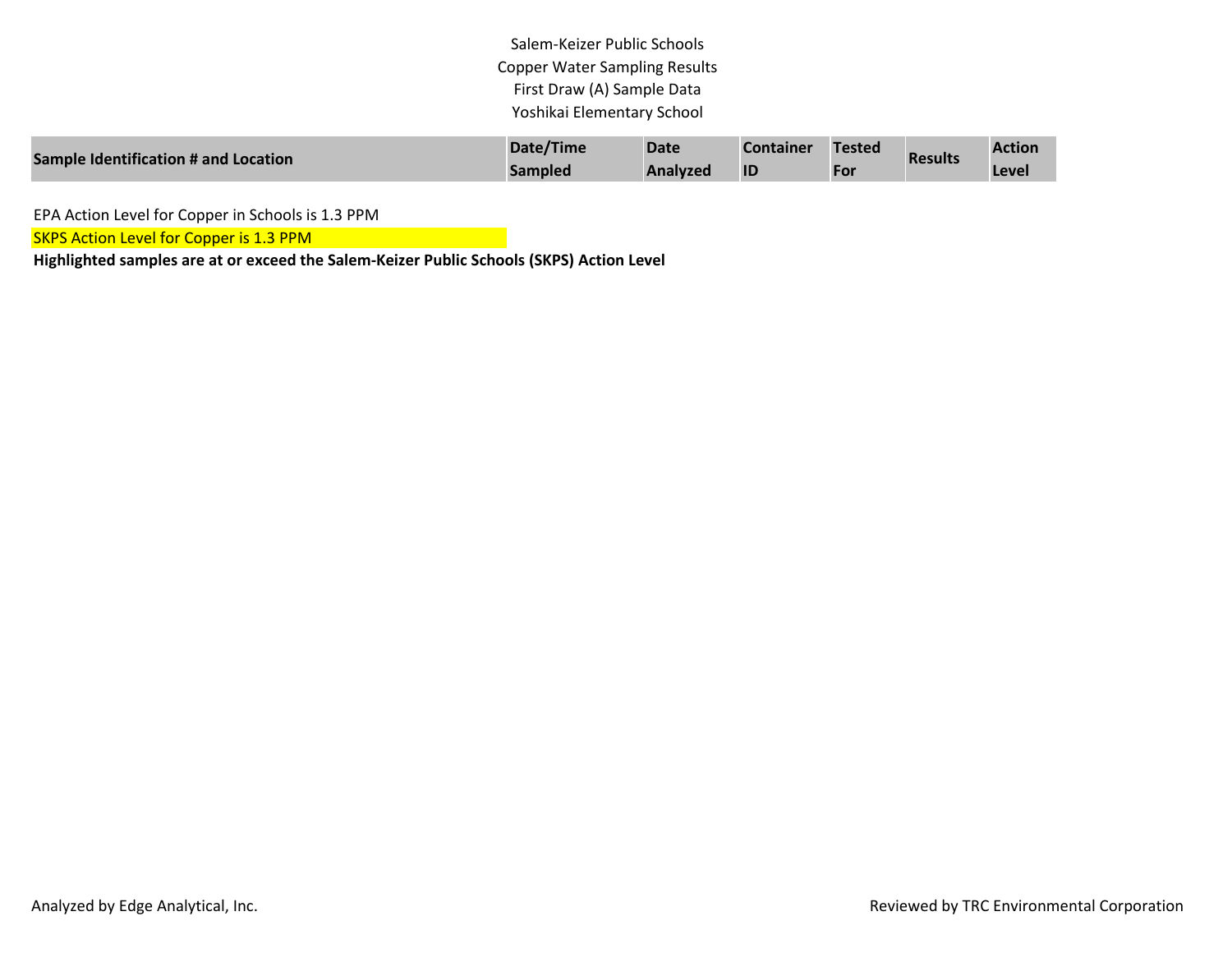Salem-Keizer Public Schools
Copper Water Sampling Results
First Draw (A) Sample Data
Yoshikai Elementary School

| Sample Identification # and Location | Date/Time Sampled | Date Analyzed | Container ID | Tested For | Results | Action Level |
|---|---|---|---|---|---|---|

EPA Action Level for Copper in Schools is 1.3 PPM

SKPS Action Level for Copper is 1.3 PPM

**Highlighted samples are at or exceed the Salem-Keizer Public Schools (SKPS) Action Level**

Analyzed by Edge Analytical, Inc.

Reviewed by TRC Environmental Corporation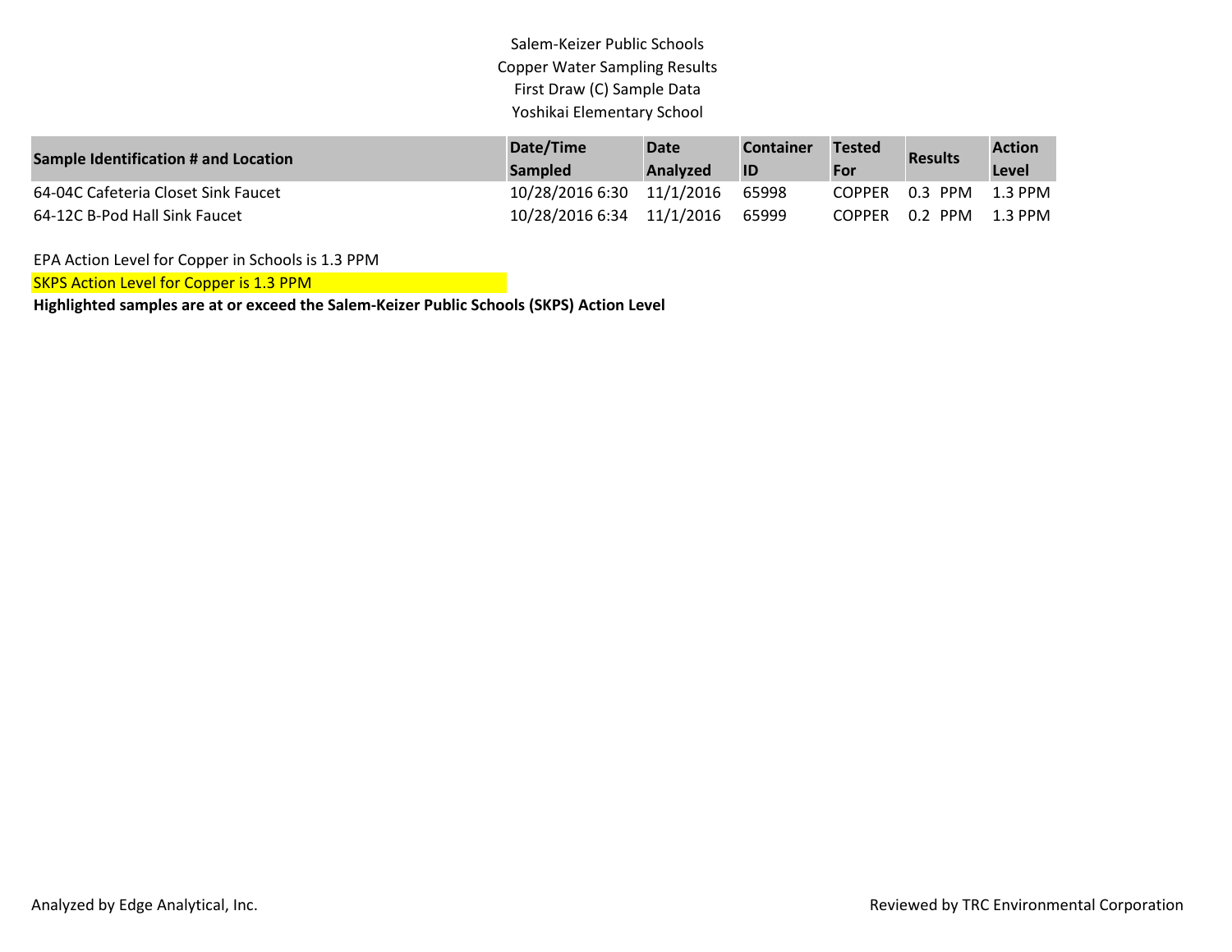Salem-Keizer Public Schools
Copper Water Sampling Results
First Draw (C) Sample Data
Yoshikai Elementary School

| Sample Identification # and Location | Date/Time Sampled | Date Analyzed | Container ID | Tested For | Results | Action Level |
|---|---|---|---|---|---|---|
| 64-04C Cafeteria Closet Sink Faucet | 10/28/2016 6:30 | 11/1/2016 | 65998 | COPPER | 0.3 PPM | 1.3 PPM |
| 64-12C B-Pod Hall Sink Faucet | 10/28/2016 6:34 | 11/1/2016 | 65999 | COPPER | 0.2 PPM | 1.3 PPM |

EPA Action Level for Copper in Schools is 1.3 PPM

SKPS Action Level for Copper is 1.3 PPM

**Highlighted samples are at or exceed the Salem-Keizer Public Schools (SKPS) Action Level**

Analyzed by Edge Analytical, Inc.

Reviewed by TRC Environmental Corporation